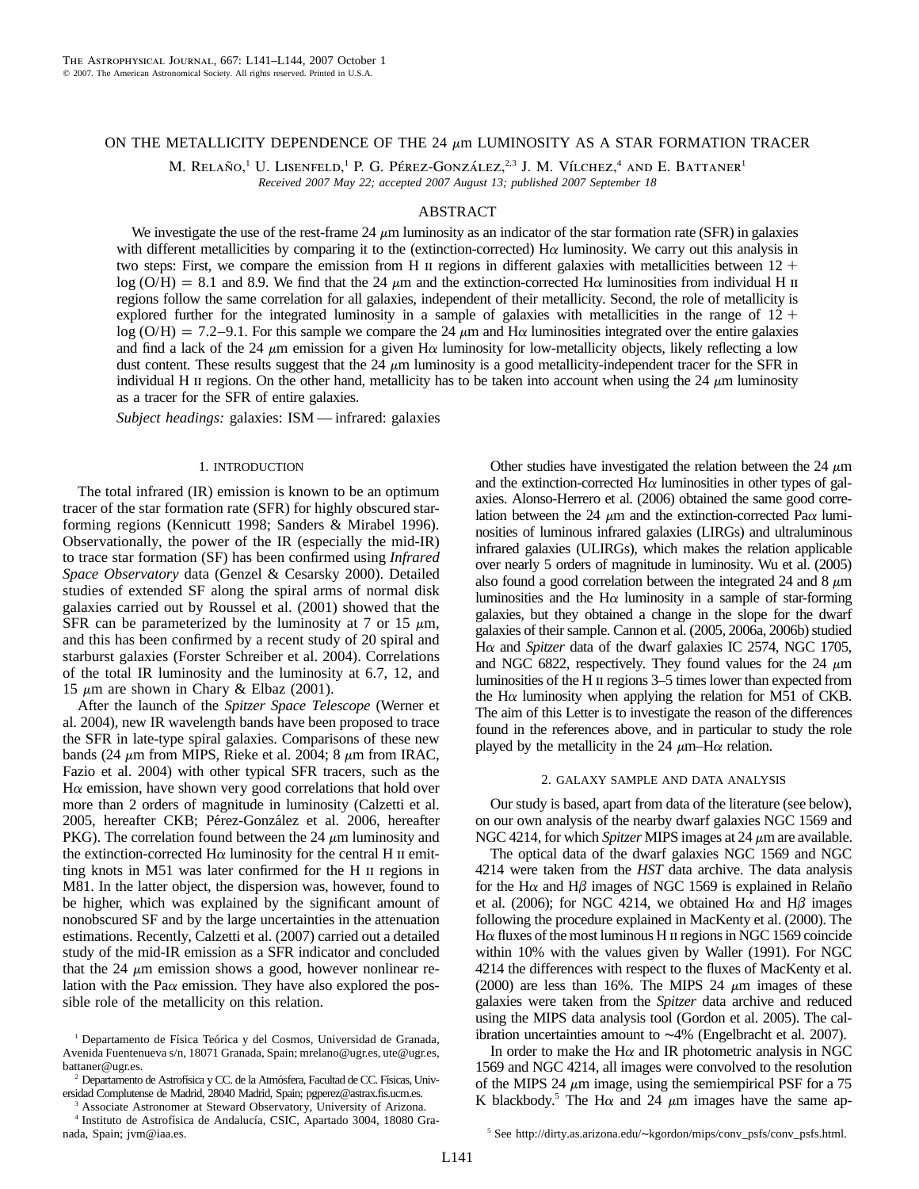# ON THE METALLICITY DEPENDENCE OF THE 24 $\mu$m LUMINOSITY AS A STAR FORMATION TRACER

M. Relaño,[1] U. Lisenfeld,[1] P. G. Pérez-González,[2,3] J. M. Vílchez,[4] and E. Battaner[1]

*Received 2007 May 22; accepted 2007 August 13; published 2007 September 18*

## ABSTRACT

We investigate the use of the rest-frame 24 $\mu$m luminosity as an indicator of the star formation rate (SFR) in galaxies with different metallicities by comparing it to the (extinction-corrected) H$\alpha$ luminosity. We carry out this analysis in two steps: First, we compare the emission from H II regions in different galaxies with metallicities between $12 + \log(O/H) = 8.1$ and 8.9. We find that the 24 $\mu$m and the extinction-corrected H$\alpha$ luminosities from individual H II regions follow the same correlation for all galaxies, independent of their metallicity. Second, the role of metallicity is explored further for the integrated luminosity in a sample of galaxies with metallicities in the range of $12 + \log(O/H) = 7.2$–9.1. For this sample we compare the 24 $\mu$m and H$\alpha$ luminosities integrated over the entire galaxies and find a lack of the 24 $\mu$m emission for a given H$\alpha$ luminosity for low-metallicity objects, likely reflecting a low dust content. These results suggest that the 24 $\mu$m luminosity is a good metallicity-independent tracer for the SFR in individual H II regions. On the other hand, metallicity has to be taken into account when using the 24 $\mu$m luminosity as a tracer for the SFR of entire galaxies.

*Subject headings:* galaxies: ISM — infrared: galaxies

## 1. INTRODUCTION

The total infrared (IR) emission is known to be an optimum tracer of the star formation rate (SFR) for highly obscured star-forming regions (Kennicutt 1998; Sanders & Mirabel 1996). Observationally, the power of the IR (especially the mid-IR) to trace star formation (SF) has been confirmed using *Infrared Space Observatory* data (Genzel & Cesarsky 2000). Detailed studies of extended SF along the spiral arms of normal disk galaxies carried out by Roussel et al. (2001) showed that the SFR can be parameterized by the luminosity at 7 or 15 $\mu$m, and this has been confirmed by a recent study of 20 spiral and starburst galaxies (Forster Schreiber et al. 2004). Correlations of the total IR luminosity and the luminosity at 6.7, 12, and 15 $\mu$m are shown in Chary & Elbaz (2001).

After the launch of the *Spitzer Space Telescope* (Werner et al. 2004), new IR wavelength bands have been proposed to trace the SFR in late-type spiral galaxies. Comparisons of these new bands (24 $\mu$m from MIPS, Rieke et al. 2004; 8 $\mu$m from IRAC, Fazio et al. 2004) with other typical SFR tracers, such as the H$\alpha$ emission, have shown very good correlations that hold over more than 2 orders of magnitude in luminosity (Calzetti et al. 2005, hereafter CKB; Pérez-González et al. 2006, hereafter PKG). The correlation found between the 24 $\mu$m luminosity and the extinction-corrected H$\alpha$ luminosity for the central H II emitting knots in M51 was later confirmed for the H II regions in M81. In the latter object, the dispersion was, however, found to be higher, which was explained by the significant amount of nonobscured SF and by the large uncertainties in the attenuation estimations. Recently, Calzetti et al. (2007) carried out a detailed study of the mid-IR emission as a SFR indicator and concluded that the 24 $\mu$m emission shows a good, however nonlinear relation with the Pa$\alpha$ emission. They have also explored the possible role of the metallicity on this relation.

Other studies have investigated the relation between the 24 $\mu$m and the extinction-corrected H$\alpha$ luminosities in other types of galaxies. Alonso-Herrero et al. (2006) obtained the same good correlation between the 24 $\mu$m and the extinction-corrected Pa$\alpha$ luminosities of luminous infrared galaxies (LIRGs) and ultraluminous infrared galaxies (ULIRGs), which makes the relation applicable over nearly 5 orders of magnitude in luminosity. Wu et al. (2005) also found a good correlation between the integrated 24 and 8 $\mu$m luminosities and the H$\alpha$ luminosity in a sample of star-forming galaxies, but they obtained a change in the slope for the dwarf galaxies of their sample. Cannon et al. (2005, 2006a, 2006b) studied H$\alpha$ and *Spitzer* data of the dwarf galaxies IC 2574, NGC 1705, and NGC 6822, respectively. They found values for the 24 $\mu$m luminosities of the H II regions 3–5 times lower than expected from the H$\alpha$ luminosity when applying the relation for M51 of CKB. The aim of this Letter is to investigate the reason of the differences found in the references above, and in particular to study the role played by the metallicity in the 24 $\mu$m–H$\alpha$ relation.

## 2. GALAXY SAMPLE AND DATA ANALYSIS

Our study is based, apart from data of the literature (see below), on our own analysis of the nearby dwarf galaxies NGC 1569 and NGC 4214, for which *Spitzer* MIPS images at 24 $\mu$m are available.

The optical data of the dwarf galaxies NGC 1569 and NGC 4214 were taken from the *HST* data archive. The data analysis for the H$\alpha$ and H$\beta$ images of NGC 1569 is explained in Relaño et al. (2006); for NGC 4214, we obtained H$\alpha$ and H$\beta$ images following the procedure explained in MacKenty et al. (2000). The H$\alpha$ fluxes of the most luminous H II regions in NGC 1569 coincide within 10% with the values given by Waller (1991). For NGC 4214 the differences with respect to the fluxes of MacKenty et al. (2000) are less than 16%. The MIPS 24 $\mu$m images of these galaxies were taken from the *Spitzer* data archive and reduced using the MIPS data analysis tool (Gordon et al. 2005). The calibration uncertainties amount to ~4% (Engelbracht et al. 2007).

In order to make the H$\alpha$ and IR photometric analysis in NGC 1569 and NGC 4214, all images were convolved to the resolution of the MIPS 24 $\mu$m image, using the semiempirical PSF for a 75 K blackbody.[5] The H$\alpha$ and 24 $\mu$m images have the same ap-

---

[1] Departamento de Física Teórica y del Cosmos, Universidad de Granada, Avenida Fuentenueva s/n, 18071 Granada, Spain; mrelano@ugr.es, ute@ugr.es, battaner@ugr.es.

[2] Departamento de Astrofísica y CC. de la Atmósfera, Facultad de CC. Físicas, Universidad Complutense de Madrid, 28040 Madrid, Spain; pgperez@astrax.fis.ucm.es.

[3] Associate Astronomer at Steward Observatory, University of Arizona.

[4] Instituto de Astrofísica de Andalucía, CSIC, Apartado 3004, 18080 Granada, Spain; jvm@iaa.es.

[5] See http://dirty.as.arizona.edu/~kgordon/mips/conv_psfs/conv_psfs.html.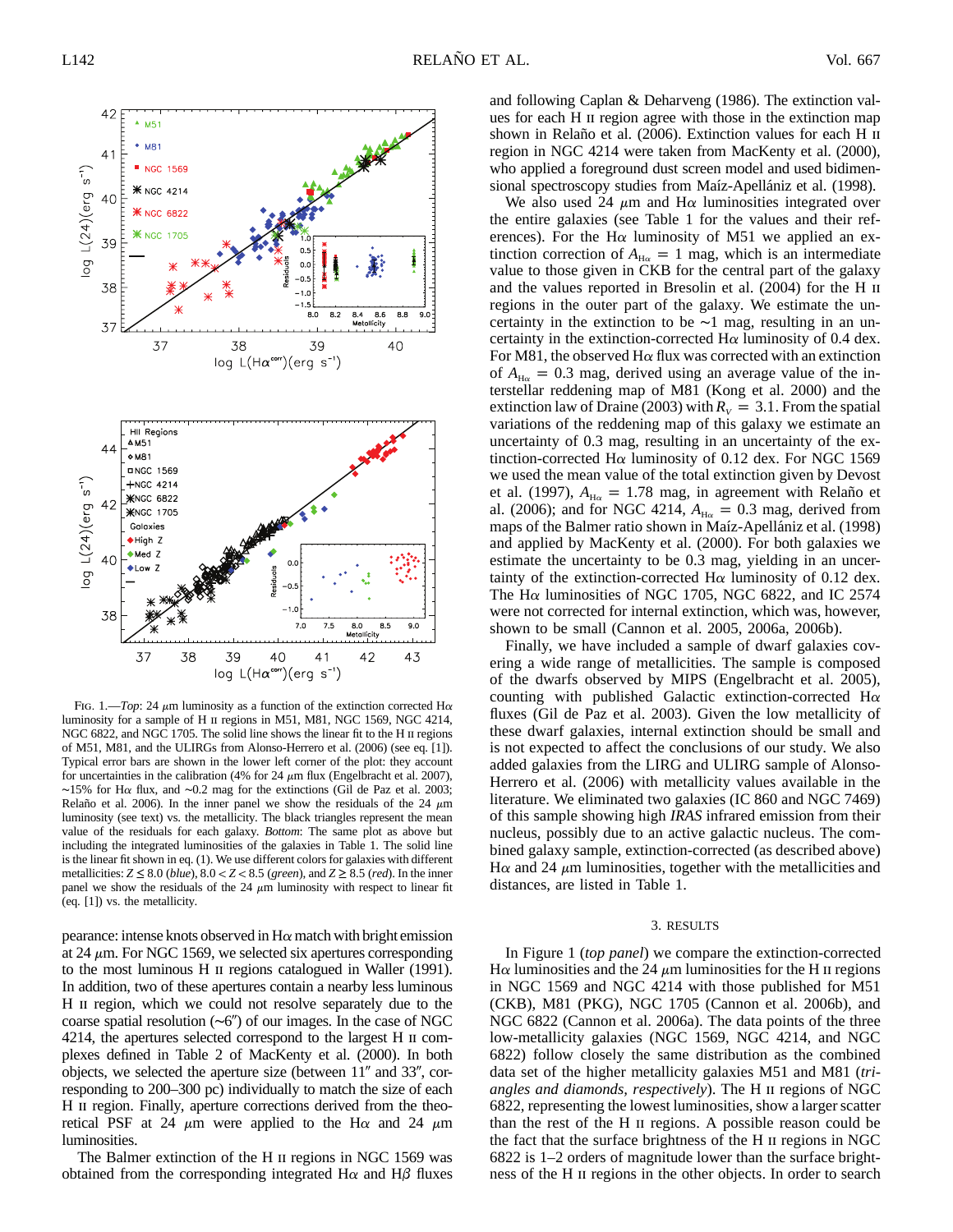FIG. 1.—*Top*: 24 $\mu$m luminosity as a function of the extinction corrected H$\alpha$ luminosity for a sample of H II regions in M51, M81, NGC 1569, NGC 4214, NGC 6822, and NGC 1705. The solid line shows the linear fit to the H II regions of M51, M81, and the ULIRGs from Alonso-Herrero et al. (2006) (see eq. [1]). Typical error bars are shown in the lower left corner of the plot: they account for uncertainties in the calibration (4% for 24 $\mu$m flux (Engelbracht et al. 2007), ~15% for H$\alpha$ flux, and ~0.2 mag for the extinctions (Gil de Paz et al. 2003; Relaño et al. 2006). In the inner panel we show the residuals of the 24 $\mu$m luminosity (see text) vs. the metallicity. The black triangles represent the mean value of the residuals for each galaxy. *Bottom*: The same plot as above but including the integrated luminosities of the galaxies in Table 1. The solid line is the linear fit shown in eq. (1). We use different colors for galaxies with different metallicities: $Z \le 8.0$ (*blue*), $8.0 < Z < 8.5$ (*green*), and $Z \ge 8.5$ (*red*). In the inner panel we show the residuals of the 24 $\mu$m luminosity with respect to linear fit (eq. [1]) vs. the metallicity.

pearance: intense knots observed in H$\alpha$ match with bright emission at 24 $\mu$m. For NGC 1569, we selected six apertures corresponding to the most luminous H II regions catalogued in Waller (1991). In addition, two of these apertures contain a nearby less luminous H II region, which we could not resolve separately due to the coarse spatial resolution (~6″) of our images. In the case of NGC 4214, the apertures selected correspond to the largest H II complexes defined in Table 2 of MacKenty et al. (2000). In both objects, we selected the aperture size (between 11″ and 33″, corresponding to 200–300 pc) individually to match the size of each H II region. Finally, aperture corrections derived from the theoretical PSF at 24 $\mu$m were applied to the H$\alpha$ and 24 $\mu$m luminosities.

The Balmer extinction of the H II regions in NGC 1569 was obtained from the corresponding integrated H$\alpha$ and H$\beta$ fluxes and following Caplan & Deharveng (1986). The extinction values for each H II region agree with those in the extinction map shown in Relaño et al. (2006). Extinction values for each H II region in NGC 4214 were taken from MacKenty et al. (2000), who applied a foreground dust screen model and used bidimensional spectroscopy studies from Maíz-Apellániz et al. (1998).

We also used 24 $\mu$m and H$\alpha$ luminosities integrated over the entire galaxies (see Table 1 for the values and their references). For the H$\alpha$ luminosity of M51 we applied an extinction correction of $A_{\mathrm{H}\alpha} = 1$ mag, which is an intermediate value to those given in CKB for the central part of the galaxy and the values reported in Bresolin et al. (2004) for the H II regions in the outer part of the galaxy. We estimate the uncertainty in the extinction to be ~1 mag, resulting in an uncertainty in the extinction-corrected H$\alpha$ luminosity of 0.4 dex. For M81, the observed H$\alpha$ flux was corrected with an extinction of $A_{\mathrm{H}\alpha} = 0.3$ mag, derived using an average value of the interstellar reddening map of M81 (Kong et al. 2000) and the extinction law of Draine (2003) with $R_V = 3.1$. From the spatial variations of the reddening map of this galaxy we estimate an uncertainty of 0.3 mag, resulting in an uncertainty of the extinction-corrected H$\alpha$ luminosity of 0.12 dex. For NGC 1569 we used the mean value of the total extinction given by Devost et al. (1997), $A_{\mathrm{H}\alpha} = 1.78$ mag, in agreement with Relaño et al. (2006); and for NGC 4214, $A_{\mathrm{H}\alpha} = 0.3$ mag, derived from maps of the Balmer ratio shown in Maíz-Apellániz et al. (1998) and applied by MacKenty et al. (2000). For both galaxies we estimate the uncertainty to be 0.3 mag, yielding in an uncertainty of the extinction-corrected H$\alpha$ luminosity of 0.12 dex. The H$\alpha$ luminosities of NGC 1705, NGC 6822, and IC 2574 were not corrected for internal extinction, which was, however, shown to be small (Cannon et al. 2005, 2006a, 2006b).

Finally, we have included a sample of dwarf galaxies covering a wide range of metallicities. The sample is composed of the dwarfs observed by MIPS (Engelbracht et al. 2005), counting with published Galactic extinction-corrected H$\alpha$ fluxes (Gil de Paz et al. 2003). Given the low metallicity of these dwarf galaxies, internal extinction should be small and is not expected to affect the conclusions of our study. We also added galaxies from the LIRG and ULIRG sample of Alonso-Herrero et al. (2006) with metallicity values available in the literature. We eliminated two galaxies (IC 860 and NGC 7469) of this sample showing high *IRAS* infrared emission from their nucleus, possibly due to an active galactic nucleus. The combined galaxy sample, extinction-corrected (as described above) H$\alpha$ and 24 $\mu$m luminosities, together with the metallicities and distances, are listed in Table 1.

## 3. RESULTS

In Figure 1 (*top panel*) we compare the extinction-corrected H$\alpha$ luminosities and the 24 $\mu$m luminosities for the H II regions in NGC 1569 and NGC 4214 with those published for M51 (CKB), M81 (PKG), NGC 1705 (Cannon et al. 2006b), and NGC 6822 (Cannon et al. 2006a). The data points of the three low-metallicity galaxies (NGC 1569, NGC 4214, and NGC 6822) follow closely the same distribution as the combined data set of the higher metallicity galaxies M51 and M81 (*triangles and diamonds, respectively*). The H II regions of NGC 6822, representing the lowest luminosities, show a larger scatter than the rest of the H II regions. A possible reason could be the fact that the surface brightness of the H II regions in NGC 6822 is 1–2 orders of magnitude lower than the surface brightness of the H II regions in the other objects. In order to search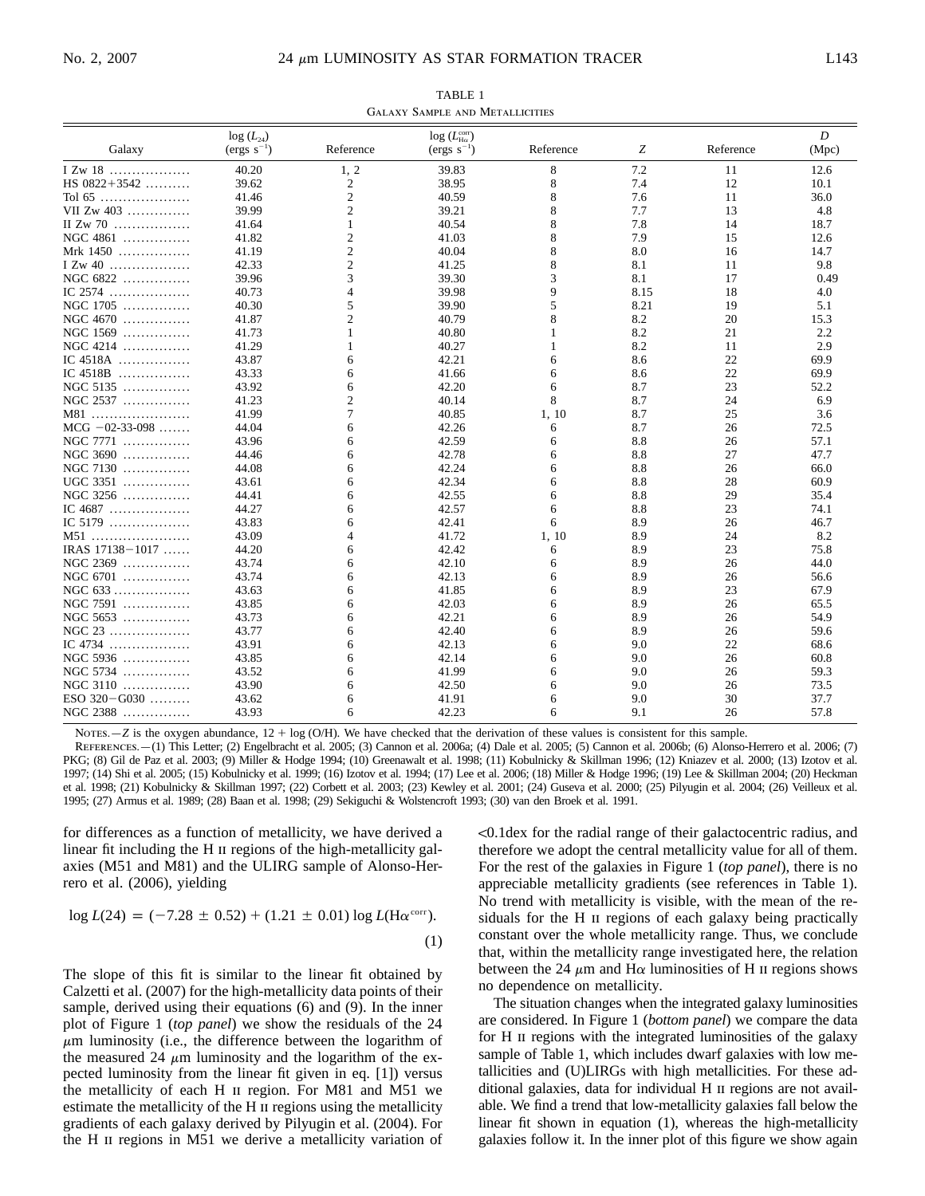TABLE 1

Galaxy Sample and Metallicities

| Galaxy | $\log(L_{24})$ (ergs $s^{-1}$) | Reference | $\log(L_{H\alpha}^{corr})$ (ergs $s^{-1}$) | Reference | $Z$ | Reference | $D$ (Mpc) |
|---|---|---|---|---|---|---|---|
| I Zw 18 | 40.20 | 1, 2 | 39.83 | 8 | 7.2 | 11 | 12.6 |
| HS 0822+3542 | 39.62 | 2 | 38.95 | 8 | 7.4 | 12 | 10.1 |
| Tol 65 | 41.46 | 2 | 40.59 | 8 | 7.6 | 11 | 36.0 |
| VII Zw 403 | 39.99 | 2 | 39.21 | 8 | 7.7 | 13 | 4.8 |
| II Zw 70 | 41.64 | 1 | 40.54 | 8 | 7.8 | 14 | 18.7 |
| NGC 4861 | 41.82 | 2 | 41.03 | 8 | 7.9 | 15 | 12.6 |
| Mrk 1450 | 41.19 | 2 | 40.04 | 8 | 8.0 | 16 | 14.7 |
| I Zw 40 | 42.33 | 2 | 41.25 | 8 | 8.1 | 11 | 9.8 |
| NGC 6822 | 39.96 | 3 | 39.30 | 3 | 8.1 | 17 | 0.49 |
| IC 2574 | 40.73 | 4 | 39.98 | 9 | 8.15 | 18 | 4.0 |
| NGC 1705 | 40.30 | 5 | 39.90 | 5 | 8.21 | 19 | 5.1 |
| NGC 4670 | 41.87 | 2 | 40.79 | 8 | 8.2 | 20 | 15.3 |
| NGC 1569 | 41.73 | 1 | 40.80 | 1 | 8.2 | 21 | 2.2 |
| NGC 4214 | 41.29 | 1 | 40.27 | 1 | 8.2 | 11 | 2.9 |
| IC 4518A | 43.87 | 6 | 42.21 | 6 | 8.6 | 22 | 69.9 |
| IC 4518B | 43.33 | 6 | 41.66 | 6 | 8.6 | 22 | 69.9 |
| NGC 5135 | 43.92 | 6 | 42.20 | 6 | 8.7 | 23 | 52.2 |
| NGC 2537 | 41.23 | 2 | 40.14 | 8 | 8.7 | 24 | 6.9 |
| M81 | 41.99 | 7 | 40.85 | 1, 10 | 8.7 | 25 | 3.6 |
| MCG −02-33-098 | 44.04 | 6 | 42.26 | 6 | 8.7 | 26 | 72.5 |
| NGC 7771 | 43.96 | 6 | 42.59 | 6 | 8.8 | 26 | 57.1 |
| NGC 3690 | 44.46 | 6 | 42.78 | 6 | 8.8 | 27 | 47.7 |
| NGC 7130 | 44.08 | 6 | 42.24 | 6 | 8.8 | 26 | 66.0 |
| UGC 3351 | 43.61 | 6 | 42.34 | 6 | 8.8 | 28 | 60.9 |
| NGC 3256 | 44.41 | 6 | 42.55 | 6 | 8.8 | 29 | 35.4 |
| IC 4687 | 44.27 | 6 | 42.57 | 6 | 8.8 | 23 | 74.1 |
| IC 5179 | 43.83 | 6 | 42.41 | 6 | 8.9 | 26 | 46.7 |
| M51 | 43.09 | 4 | 41.72 | 1, 10 | 8.9 | 24 | 8.2 |
| IRAS 17138−1017 | 44.20 | 6 | 42.42 | 6 | 8.9 | 23 | 75.8 |
| NGC 2369 | 43.74 | 6 | 42.10 | 6 | 8.9 | 26 | 44.0 |
| NGC 6701 | 43.74 | 6 | 42.13 | 6 | 8.9 | 26 | 56.6 |
| NGC 633 | 43.63 | 6 | 41.85 | 6 | 8.9 | 23 | 67.9 |
| NGC 7591 | 43.85 | 6 | 42.03 | 6 | 8.9 | 26 | 65.5 |
| NGC 5653 | 43.73 | 6 | 42.21 | 6 | 8.9 | 26 | 54.9 |
| NGC 23 | 43.77 | 6 | 42.40 | 6 | 8.9 | 26 | 59.6 |
| IC 4734 | 43.91 | 6 | 42.13 | 6 | 9.0 | 22 | 68.6 |
| NGC 5936 | 43.85 | 6 | 42.14 | 6 | 9.0 | 26 | 60.8 |
| NGC 5734 | 43.52 | 6 | 41.99 | 6 | 9.0 | 26 | 59.3 |
| NGC 3110 | 43.90 | 6 | 42.50 | 6 | 9.0 | 26 | 73.5 |
| ESO 320−G030 | 43.62 | 6 | 41.91 | 6 | 9.0 | 30 | 37.7 |
| NGC 2388 | 43.93 | 6 | 42.23 | 6 | 9.1 | 26 | 57.8 |

Notes.—$Z$ is the oxygen abundance, 12 + log (O/H). We have checked that the derivation of these values is consistent for this sample.

References.—(1) This Letter; (2) Engelbracht et al. 2005; (3) Cannon et al. 2006a; (4) Dale et al. 2005; (5) Cannon et al. 2006b; (6) Alonso-Herrero et al. 2006; (7) PKG; (8) Gil de Paz et al. 2003; (9) Miller & Hodge 1994; (10) Greenawalt et al. 1998; (11) Kobulnicky & Skillman 1996; (12) Kniazev et al. 2000; (13) Izotov et al. 1997; (14) Shi et al. 2005; (15) Kobulnicky et al. 1999; (16) Izotov et al. 1994; (17) Lee et al. 2006; (18) Miller & Hodge 1996; (19) Lee & Skillman 2004; (20) Heckman et al. 1998; (21) Kobulnicky & Skillman 1997; (22) Corbett et al. 2003; (23) Kewley et al. 2001; (24) Guseva et al. 2000; (25) Pilyugin et al. 2004; (26) Veilleux et al. 1995; (27) Armus et al. 1989; (28) Baan et al. 1998; (29) Sekiguchi & Wolstencroft 1993; (30) van den Broek et al. 1991.

for differences as a function of metallicity, we have derived a linear fit including the H II regions of the high-metallicity galaxies (M51 and M81) and the ULIRG sample of Alonso-Herrero et al. (2006), yielding

$$\log L(24) = (-7.28 \pm 0.52) + (1.21 \pm 0.01) \log L(\mathrm{H}\alpha^{\mathrm{corr}}). \tag{1}$$

The slope of this fit is similar to the linear fit obtained by Calzetti et al. (2007) for the high-metallicity data points of their sample, derived using their equations (6) and (9). In the inner plot of Figure 1 (*top panel*) we show the residuals of the 24 $\mu$m luminosity (i.e., the difference between the logarithm of the measured 24 $\mu$m luminosity and the logarithm of the expected luminosity from the linear fit given in eq. [1]) versus the metallicity of each H II region. For M81 and M51 we estimate the metallicity of the H II regions using the metallicity gradients of each galaxy derived by Pilyugin et al. (2004). For the H II regions in M51 we derive a metallicity variation of <0.1dex for the radial range of their galactocentric radius, and therefore we adopt the central metallicity value for all of them. For the rest of the galaxies in Figure 1 (*top panel*), there is no appreciable metallicity gradients (see references in Table 1). No trend with metallicity is visible, with the mean of the residuals for the H II regions of each galaxy being practically constant over the whole metallicity range. Thus, we conclude that, within the metallicity range investigated here, the relation between the 24 $\mu$m and H$\alpha$ luminosities of H II regions shows no dependence on metallicity.

The situation changes when the integrated galaxy luminosities are considered. In Figure 1 (*bottom panel*) we compare the data for H II regions with the integrated luminosities of the galaxy sample of Table 1, which includes dwarf galaxies with low metallicities and (U)LIRGs with high metallicities. For these additional galaxies, data for individual H II regions are not available. We find a trend that low-metallicity galaxies fall below the linear fit shown in equation (1), whereas the high-metallicity galaxies follow it. In the inner plot of this figure we show again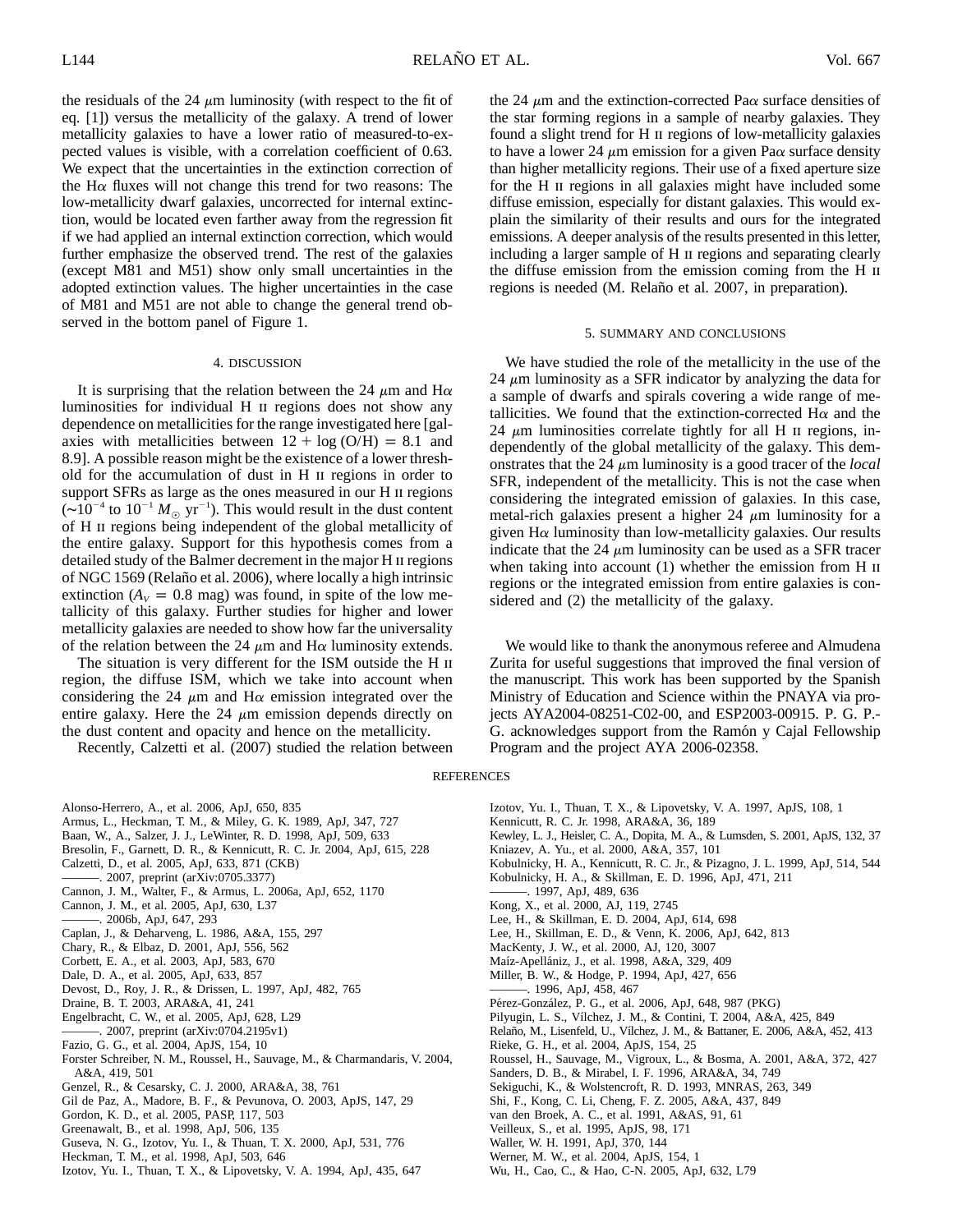the residuals of the 24 $\mu$m luminosity (with respect to the fit of eq. [1]) versus the metallicity of the galaxy. A trend of lower metallicity galaxies to have a lower ratio of measured-to-expected values is visible, with a correlation coefficient of 0.63. We expect that the uncertainties in the extinction correction of the H$\alpha$ fluxes will not change this trend for two reasons: The low-metallicity dwarf galaxies, uncorrected for internal extinction, would be located even farther away from the regression fit if we had applied an internal extinction correction, which would further emphasize the observed trend. The rest of the galaxies (except M81 and M51) show only small uncertainties in the adopted extinction values. The higher uncertainties in the case of M81 and M51 are not able to change the general trend observed in the bottom panel of Figure 1.

## 4. DISCUSSION

It is surprising that the relation between the 24 $\mu$m and H$\alpha$ luminosities for individual H II regions does not show any dependence on metallicities for the range investigated here [galaxies with metallicities between $12 + \log(\mathrm{O/H}) = 8.1$ and 8.9]. A possible reason might be the existence of a lower threshold for the accumulation of dust in H II regions in order to support SFRs as large as the ones measured in our H II regions ($\sim 10^{-4}$ to $10^{-1}\ M_{\odot}\ \mathrm{yr}^{-1}$). This would result in the dust content of H II regions being independent of the global metallicity of the entire galaxy. Support for this hypothesis comes from a detailed study of the Balmer decrement in the major H II regions of NGC 1569 (Relaño et al. 2006), where locally a high intrinsic extinction ($A_V = 0.8$ mag) was found, in spite of the low metallicity of this galaxy. Further studies for higher and lower metallicity galaxies are needed to show how far the universality of the relation between the 24 $\mu$m and H$\alpha$ luminosity extends.

The situation is very different for the ISM outside the H II region, the diffuse ISM, which we take into account when considering the 24 $\mu$m and H$\alpha$ emission integrated over the entire galaxy. Here the 24 $\mu$m emission depends directly on the dust content and opacity and hence on the metallicity.

Recently, Calzetti et al. (2007) studied the relation between the 24 $\mu$m and the extinction-corrected Pa$\alpha$ surface densities of the star forming regions in a sample of nearby galaxies. They found a slight trend for H II regions of low-metallicity galaxies to have a lower 24 $\mu$m emission for a given Pa$\alpha$ surface density than higher metallicity regions. Their use of a fixed aperture size for the H II regions in all galaxies might have included some diffuse emission, especially for distant galaxies. This would explain the similarity of their results and ours for the integrated emissions. A deeper analysis of the results presented in this letter, including a larger sample of H II regions and separating clearly the diffuse emission from the emission coming from the H II regions is needed (M. Relaño et al. 2007, in preparation).

## 5. SUMMARY AND CONCLUSIONS

We have studied the role of the metallicity in the use of the 24 $\mu$m luminosity as a SFR indicator by analyzing the data for a sample of dwarfs and spirals covering a wide range of metallicities. We found that the extinction-corrected H$\alpha$ and the 24 $\mu$m luminosities correlate tightly for all H II regions, independently of the global metallicity of the galaxy. This demonstrates that the 24 $\mu$m luminosity is a good tracer of the *local* SFR, independent of the metallicity. This is not the case when considering the integrated emission of galaxies. In this case, metal-rich galaxies present a higher 24 $\mu$m luminosity for a given H$\alpha$ luminosity than low-metallicity galaxies. Our results indicate that the 24 $\mu$m luminosity can be used as a SFR tracer when taking into account (1) whether the emission from H II regions or the integrated emission from entire galaxies is considered and (2) the metallicity of the galaxy.

We would like to thank the anonymous referee and Almudena Zurita for useful suggestions that improved the final version of the manuscript. This work has been supported by the Spanish Ministry of Education and Science within the PNAYA via projects AYA2004-08251-C02-00, and ESP2003-00915. P. G. P.-G. acknowledges support from the Ramón y Cajal Fellowship Program and the project AYA 2006-02358.

## REFERENCES

Alonso-Herrero, A., et al. 2006, ApJ, 650, 835
Armus, L., Heckman, T. M., & Miley, G. K. 1989, ApJ, 347, 727
Baan, W., A., Salzer, J. J., LeWinter, R. D. 1998, ApJ, 509, 633
Bresolin, F., Garnett, D. R., & Kennicutt, R. C. Jr. 2004, ApJ, 615, 228
Calzetti, D., et al. 2005, ApJ, 633, 871 (CKB)
———. 2007, preprint (arXiv:0705.3377)
Cannon, J. M., Walter, F., & Armus, L. 2006a, ApJ, 652, 1170
Cannon, J. M., et al. 2005, ApJ, 630, L37
———. 2006b, ApJ, 647, 293
Caplan, J., & Deharveng, L. 1986, A&A, 155, 297
Chary, R., & Elbaz, D. 2001, ApJ, 556, 562
Corbett, E. A., et al. 2003, ApJ, 583, 670
Dale, D. A., et al. 2005, ApJ, 633, 857
Devost, D., Roy, J. R., & Drissen, L. 1997, ApJ, 482, 765
Draine, B. T. 2003, ARA&A, 41, 241
Engelbracht, C. W., et al. 2005, ApJ, 628, L29
———. 2007, preprint (arXiv:0704.2195v1)
Fazio, G. G., et al. 2004, ApJS, 154, 10
Forster Schreiber, N. M., Roussel, H., Sauvage, M., & Charmandaris, V. 2004, A&A, 419, 501
Genzel, R., & Cesarsky, C. J. 2000, ARA&A, 38, 761
Gil de Paz, A., Madore, B. F., & Pevunova, O. 2003, ApJS, 147, 29
Gordon, K. D., et al. 2005, PASP, 117, 503
Greenawalt, B., et al. 1998, ApJ, 506, 135
Guseva, N. G., Izotov, Yu. I., & Thuan, T. X. 2000, ApJ, 531, 776
Heckman, T. M., et al. 1998, ApJ, 503, 646
Izotov, Yu. I., Thuan, T. X., & Lipovetsky, V. A. 1994, ApJ, 435, 647
Izotov, Yu. I., Thuan, T. X., & Lipovetsky, V. A. 1997, ApJS, 108, 1
Kennicutt, R. C. Jr. 1998, ARA&A, 36, 189
Kewley, L. J., Heisler, C. A., Dopita, M. A., & Lumsden, S. 2001, ApJS, 132, 37
Kniazev, A. Yu., et al. 2000, A&A, 357, 101
Kobulnicky, H. A., Kennicutt, R. C. Jr., & Pizagno, J. L. 1999, ApJ, 514, 544
Kobulnicky, H. A., & Skillman, E. D. 1996, ApJ, 471, 211
———. 1997, ApJ, 489, 636
Kong, X., et al. 2000, AJ, 119, 2745
Lee, H., & Skillman, E. D. 2004, ApJ, 614, 698
Lee, H., Skillman, E. D., & Venn, K. 2006, ApJ, 642, 813
MacKenty, J. W., et al. 2000, AJ, 120, 3007
Maíz-Apellániz, J., et al. 1998, A&A, 329, 409
Miller, B. W., & Hodge, P. 1994, ApJ, 427, 656
———. 1996, ApJ, 458, 467
Pérez-González, P. G., et al. 2006, ApJ, 648, 987 (PKG)
Pilyugin, L. S., Vílchez, J. M., & Contini, T. 2004, A&A, 425, 849
Relaño, M., Lisenfeld, U., Vílchez, J. M., & Battaner, E. 2006, A&A, 452, 413
Rieke, G. H., et al. 2004, ApJS, 154, 25
Roussel, H., Sauvage, M., Vigroux, L., & Bosma, A. 2001, A&A, 372, 427
Sanders, D. B., & Mirabel, I. F. 1996, ARA&A, 34, 749
Sekiguchi, K., & Wolstencroft, R. D. 1993, MNRAS, 263, 349
Shi, F., Kong, C. Li, Cheng, F. Z. 2005, A&A, 437, 849
van den Broek, A. C., et al. 1991, A&AS, 91, 61
Veilleux, S., et al. 1995, ApJS, 98, 171
Waller, W. H. 1991, ApJ, 370, 144
Werner, M. W., et al. 2004, ApJS, 154, 1
Wu, H., Cao, C., & Hao, C-N. 2005, ApJ, 632, L79